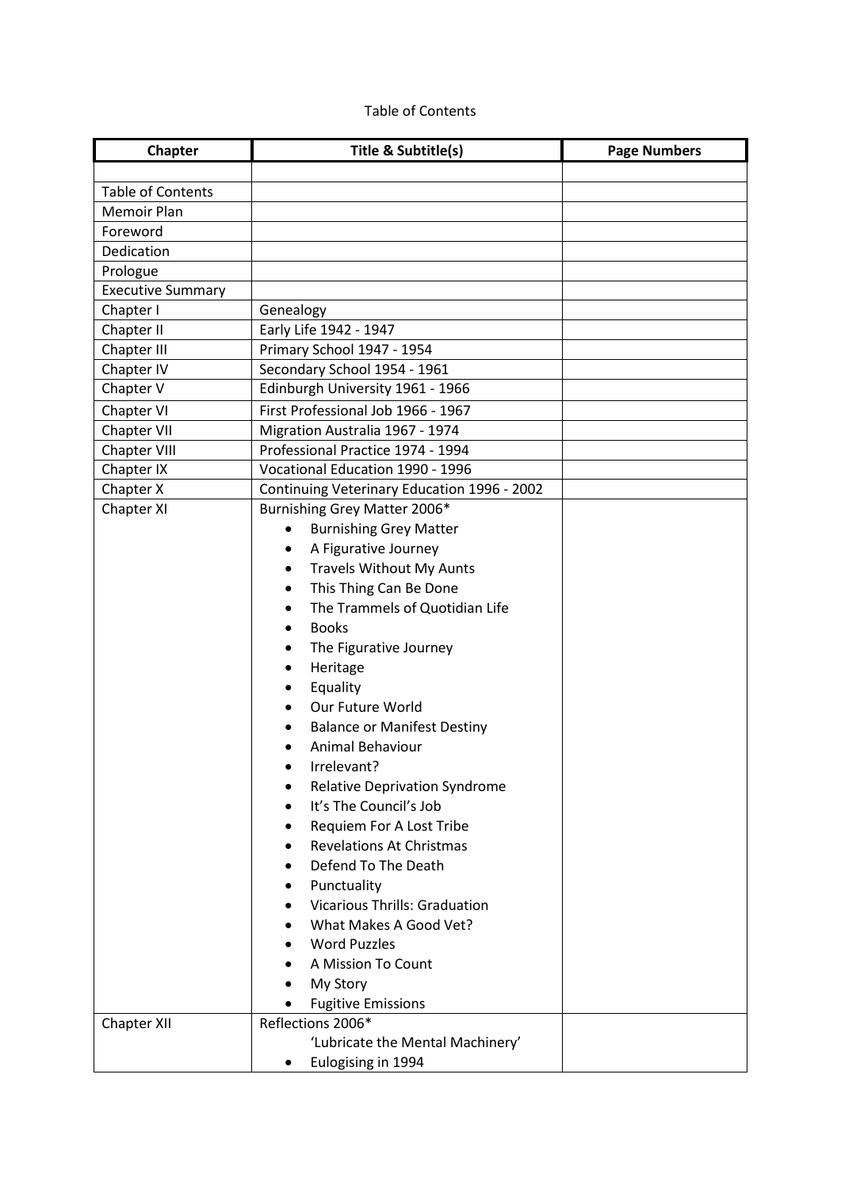Table of Contents

| Chapter | Title & Subtitle(s) | Page Numbers |
|---|---|---|
| | | |
| Table of Contents | | |
| Memoir Plan | | |
| Foreword | | |
| Dedication | | |
| Prologue | | |
| Executive Summary | | |
| Chapter I | Genealogy | |
| Chapter II | Early Life 1942 - 1947 | |
| Chapter III | Primary School 1947 - 1954 | |
| Chapter IV | Secondary School 1954 - 1961 | |
| Chapter V | Edinburgh University 1961 - 1966 | |
| Chapter VI | First Professional Job 1966 - 1967 | |
| Chapter VII | Migration Australia 1967 - 1974 | |
| Chapter VIII | Professional Practice 1974 - 1994 | |
| Chapter IX | Vocational Education 1990 - 1996 | |
| Chapter X | Continuing Veterinary Education 1996 - 2002 | |
| Chapter XI | Burnishing Grey Matter 2006*<br>• Burnishing Grey Matter<br>• A Figurative Journey<br>• Travels Without My Aunts<br>• This Thing Can Be Done<br>• The Trammels of Quotidian Life<br>• Books<br>• The Figurative Journey<br>• Heritage<br>• Equality<br>• Our Future World<br>• Balance or Manifest Destiny<br>• Animal Behaviour<br>• Irrelevant?<br>• Relative Deprivation Syndrome<br>• It's The Council's Job<br>• Requiem For A Lost Tribe<br>• Revelations At Christmas<br>• Defend To The Death<br>• Punctuality<br>• Vicarious Thrills: Graduation<br>• What Makes A Good Vet?<br>• Word Puzzles<br>• A Mission To Count<br>• My Story<br>• Fugitive Emissions | |
| Chapter XII | Reflections 2006*<br>'Lubricate the Mental Machinery'<br>• Eulogising in 1994 | |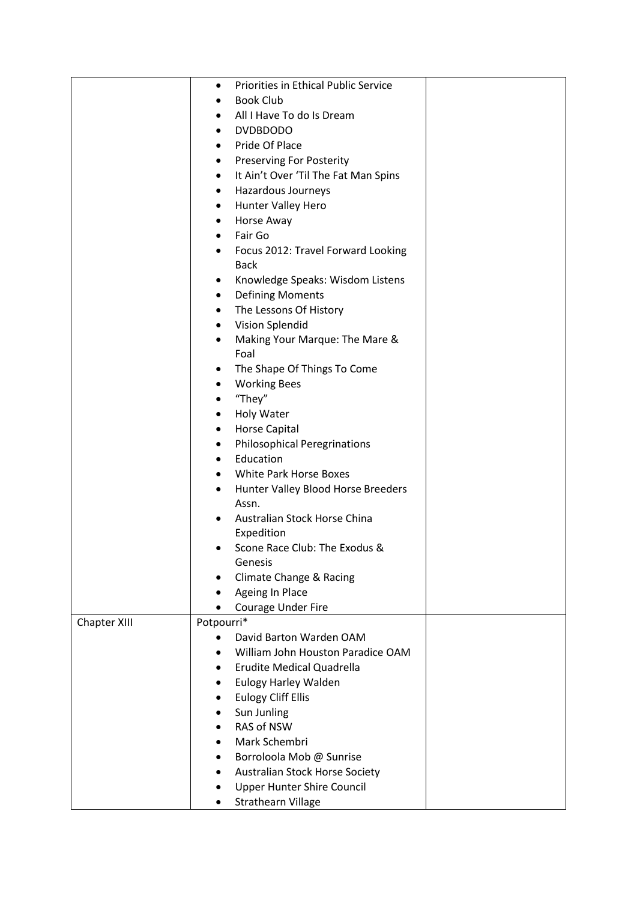| | | |
|---|---|---|
| | • Priorities in Ethical Public Service<br>• Book Club<br>• All I Have To do Is Dream<br>• DVDBDODO<br>• Pride Of Place<br>• Preserving For Posterity<br>• It Ain't Over 'Til The Fat Man Spins<br>• Hazardous Journeys<br>• Hunter Valley Hero<br>• Horse Away<br>• Fair Go<br>• Focus 2012: Travel Forward Looking Back<br>• Knowledge Speaks: Wisdom Listens<br>• Defining Moments<br>• The Lessons Of History<br>• Vision Splendid<br>• Making Your Marque: The Mare & Foal<br>• The Shape Of Things To Come<br>• Working Bees<br>• "They"<br>• Holy Water<br>• Horse Capital<br>• Philosophical Peregrinations<br>• Education<br>• White Park Horse Boxes<br>• Hunter Valley Blood Horse Breeders Assn.<br>• Australian Stock Horse China Expedition<br>• Scone Race Club: The Exodus & Genesis<br>• Climate Change & Racing<br>• Ageing In Place<br>• Courage Under Fire | |
| Chapter XIII | Potpourri*<br>• David Barton Warden OAM<br>• William John Houston Paradice OAM<br>• Erudite Medical Quadrella<br>• Eulogy Harley Walden<br>• Eulogy Cliff Ellis<br>• Sun Junling<br>• RAS of NSW<br>• Mark Schembri<br>• Borroloola Mob @ Sunrise<br>• Australian Stock Horse Society<br>• Upper Hunter Shire Council<br>• Strathearn Village | |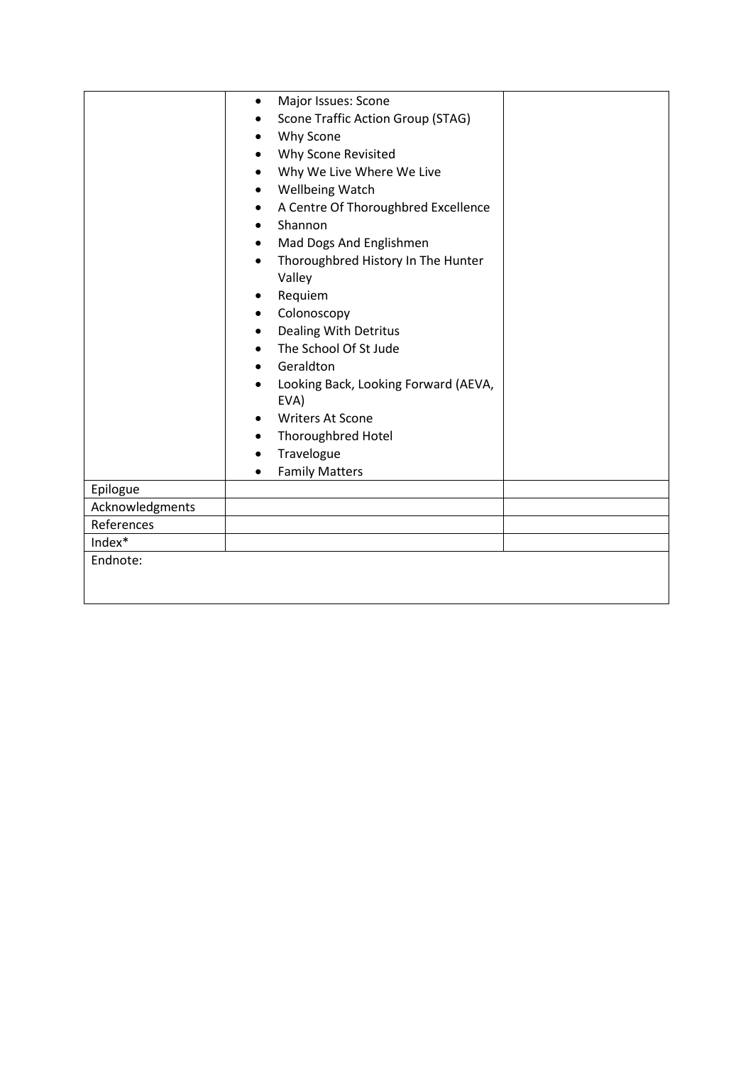| | | |
|---|---|---|
| | • Major Issues: Scone<br>• Scone Traffic Action Group (STAG)<br>• Why Scone<br>• Why Scone Revisited<br>• Why We Live Where We Live<br>• Wellbeing Watch<br>• A Centre Of Thoroughbred Excellence<br>• Shannon<br>• Mad Dogs And Englishmen<br>• Thoroughbred History In The Hunter Valley<br>• Requiem<br>• Colonoscopy<br>• Dealing With Detritus<br>• The School Of St Jude<br>• Geraldton<br>• Looking Back, Looking Forward (AEVA, EVA)<br>• Writers At Scone<br>• Thoroughbred Hotel<br>• Travelogue<br>• Family Matters | |
| Epilogue | | |
| Acknowledgments | | |
| References | | |
| Index* | | |
| Endnote: | | |